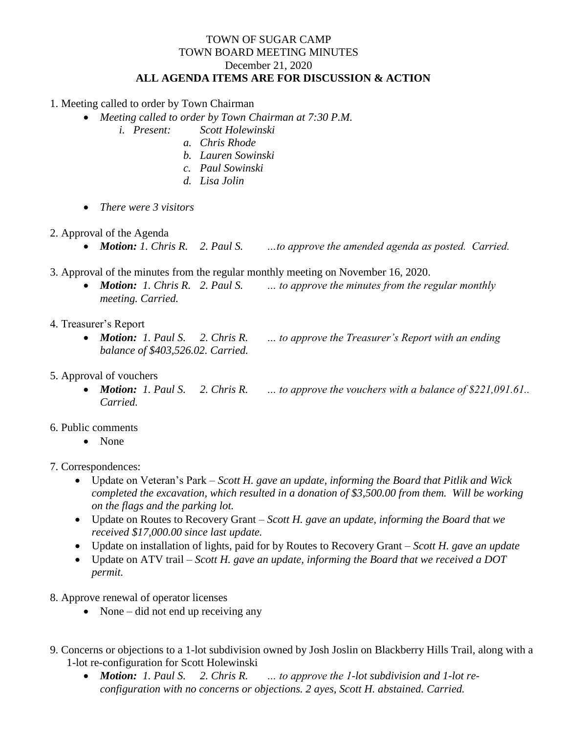# TOWN OF SUGAR CAMP
## TOWN BOARD MEETING MINUTES
December 21, 2020

**ALL AGENDA ITEMS ARE FOR DISCUSSION & ACTION**

1. Meeting called to order by Town Chairman
   - *Meeting called to order by Town Chairman at 7:30 P.M.*
     - i. *Present: Scott Holewinski*
       - a. *Chris Rhode*
       - b. *Lauren Sowinski*
       - c. *Paul Sowinski*
       - d. *Lisa Jolin*
   - *There were 3 visitors*

2. Approval of the Agenda
   - ***Motion:*** *1. Chris R. 2. Paul S. …to approve the amended agenda as posted. Carried.*

3. Approval of the minutes from the regular monthly meeting on November 16, 2020.
   - ***Motion:*** *1. Chris R. 2. Paul S. … to approve the minutes from the regular monthly meeting. Carried.*

4. Treasurer's Report
   - ***Motion:*** *1. Paul S. 2. Chris R. … to approve the Treasurer's Report with an ending balance of $403,526.02. Carried.*

5. Approval of vouchers
   - ***Motion:*** *1. Paul S. 2. Chris R. … to approve the vouchers with a balance of $221,091.61.. Carried.*

6. Public comments
   - None

7. Correspondences:
   - Update on Veteran's Park – *Scott H. gave an update, informing the Board that Pitlik and Wick completed the excavation, which resulted in a donation of $3,500.00 from them. Will be working on the flags and the parking lot.*
   - Update on Routes to Recovery Grant – *Scott H. gave an update, informing the Board that we received $17,000.00 since last update.*
   - Update on installation of lights, paid for by Routes to Recovery Grant – *Scott H. gave an update*
   - Update on ATV trail – *Scott H. gave an update, informing the Board that we received a DOT permit.*

8. Approve renewal of operator licenses
   - None – did not end up receiving any

9. Concerns or objections to a 1-lot subdivision owned by Josh Joslin on Blackberry Hills Trail, along with a 1-lot re-configuration for Scott Holewinski
   - ***Motion:*** *1. Paul S. 2. Chris R. … to approve the 1-lot subdivision and 1-lot re-configuration with no concerns or objections. 2 ayes, Scott H. abstained. Carried.*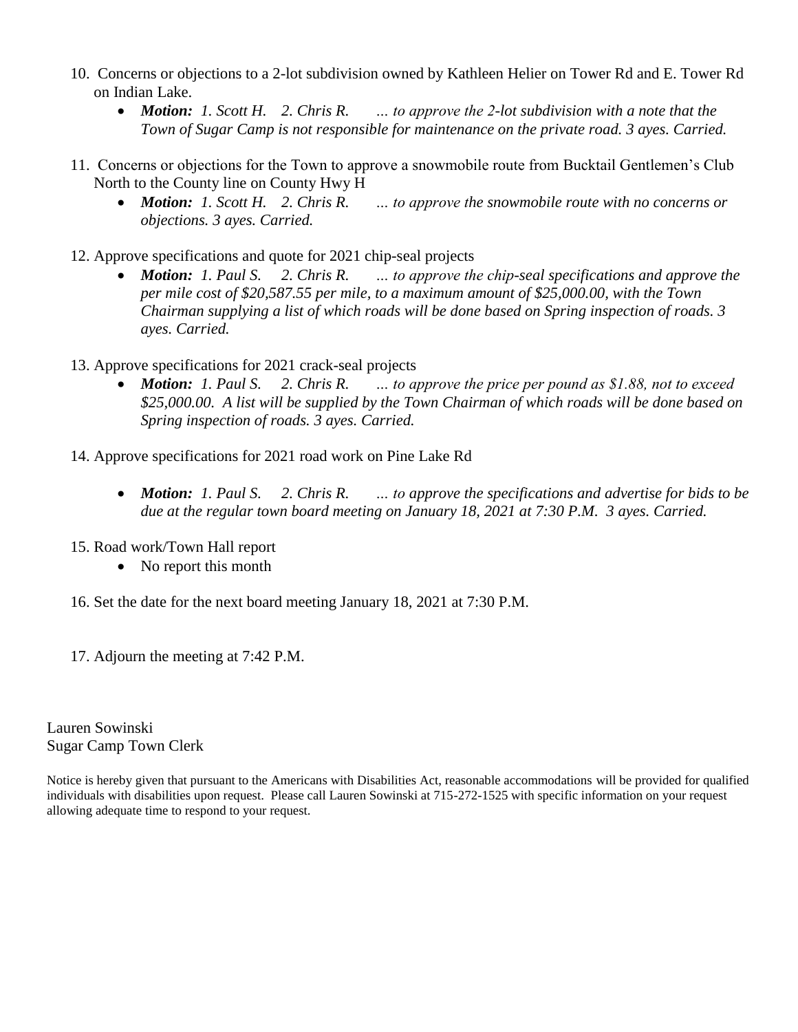10. Concerns or objections to a 2-lot subdivision owned by Kathleen Helier on Tower Rd and E. Tower Rd on Indian Lake.
    - ***Motion:*** *1. Scott H. 2. Chris R. … to approve the 2-lot subdivision with a note that the Town of Sugar Camp is not responsible for maintenance on the private road. 3 ayes. Carried.*

11. Concerns or objections for the Town to approve a snowmobile route from Bucktail Gentlemen's Club North to the County line on County Hwy H
    - ***Motion:*** *1. Scott H. 2. Chris R. … to approve the snowmobile route with no concerns or objections. 3 ayes. Carried.*

12. Approve specifications and quote for 2021 chip-seal projects
    - ***Motion:*** *1. Paul S. 2. Chris R. … to approve the chip-seal specifications and approve the per mile cost of $20,587.55 per mile, to a maximum amount of $25,000.00, with the Town Chairman supplying a list of which roads will be done based on Spring inspection of roads. 3 ayes. Carried.*

13. Approve specifications for 2021 crack-seal projects
    - ***Motion:*** *1. Paul S. 2. Chris R. … to approve the price per pound as $1.88, not to exceed $25,000.00. A list will be supplied by the Town Chairman of which roads will be done based on Spring inspection of roads. 3 ayes. Carried.*

14. Approve specifications for 2021 road work on Pine Lake Rd
    - ***Motion:*** *1. Paul S. 2. Chris R. … to approve the specifications and advertise for bids to be due at the regular town board meeting on January 18, 2021 at 7:30 P.M. 3 ayes. Carried.*

15. Road work/Town Hall report
    - No report this month

16. Set the date for the next board meeting January 18, 2021 at 7:30 P.M.

17. Adjourn the meeting at 7:42 P.M.

Lauren Sowinski
Sugar Camp Town Clerk

Notice is hereby given that pursuant to the Americans with Disabilities Act, reasonable accommodations will be provided for qualified individuals with disabilities upon request. Please call Lauren Sowinski at 715-272-1525 with specific information on your request allowing adequate time to respond to your request.